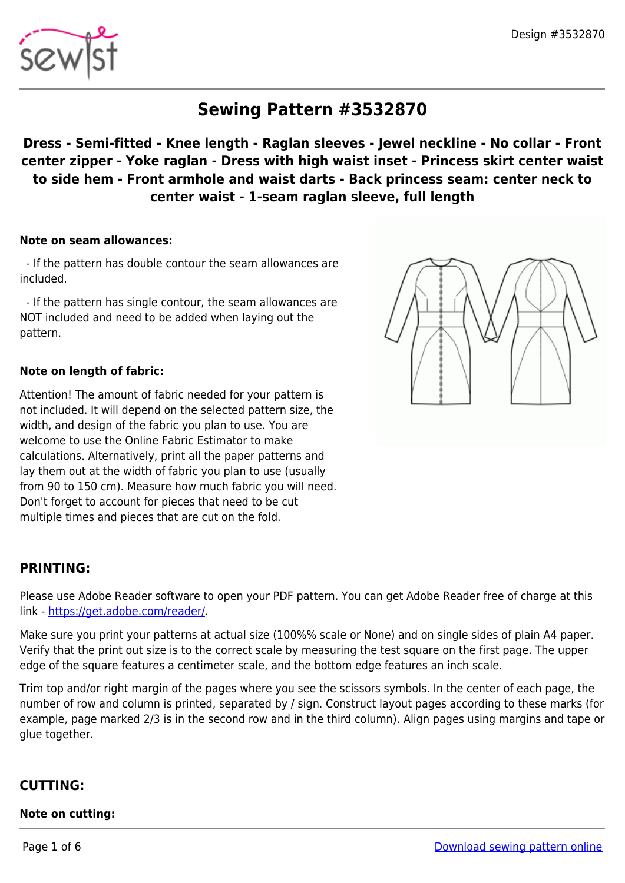# Sewing Pattern #3532870

## Dress - Semi-fitted - Knee length - Raglan sleeves - Jewel neckline - No collar - Front center zipper - Yoke raglan - Dress with high waist inset - Princess skirt center waist to side hem - Front armhole and waist darts - Back princess seam: center neck to center waist - 1-seam raglan sleeve, full length

**Note on seam allowances:**

- If the pattern has double contour the seam allowances are included.

- If the pattern has single contour, the seam allowances are NOT included and need to be added when laying out the pattern.

**Note on length of fabric:**

Attention! The amount of fabric needed for your pattern is not included. It will depend on the selected pattern size, the width, and design of the fabric you plan to use. You are welcome to use the Online Fabric Estimator to make calculations. Alternatively, print all the paper patterns and lay them out at the width of fabric you plan to use (usually from 90 to 150 cm). Measure how much fabric you will need. Don't forget to account for pieces that need to be cut multiple times and pieces that are cut on the fold.

## PRINTING:

Please use Adobe Reader software to open your PDF pattern. You can get Adobe Reader free of charge at this link - https://get.adobe.com/reader/.

Make sure you print your patterns at actual size (100%% scale or None) and on single sides of plain A4 paper. Verify that the print out size is to the correct scale by measuring the test square on the first page. The upper edge of the square features a centimeter scale, and the bottom edge features an inch scale.

Trim top and/or right margin of the pages where you see the scissors symbols. In the center of each page, the number of row and column is printed, separated by / sign. Construct layout pages according to these marks (for example, page marked 2/3 is in the second row and in the third column). Align pages using margins and tape or glue together.

## CUTTING:

**Note on cutting:**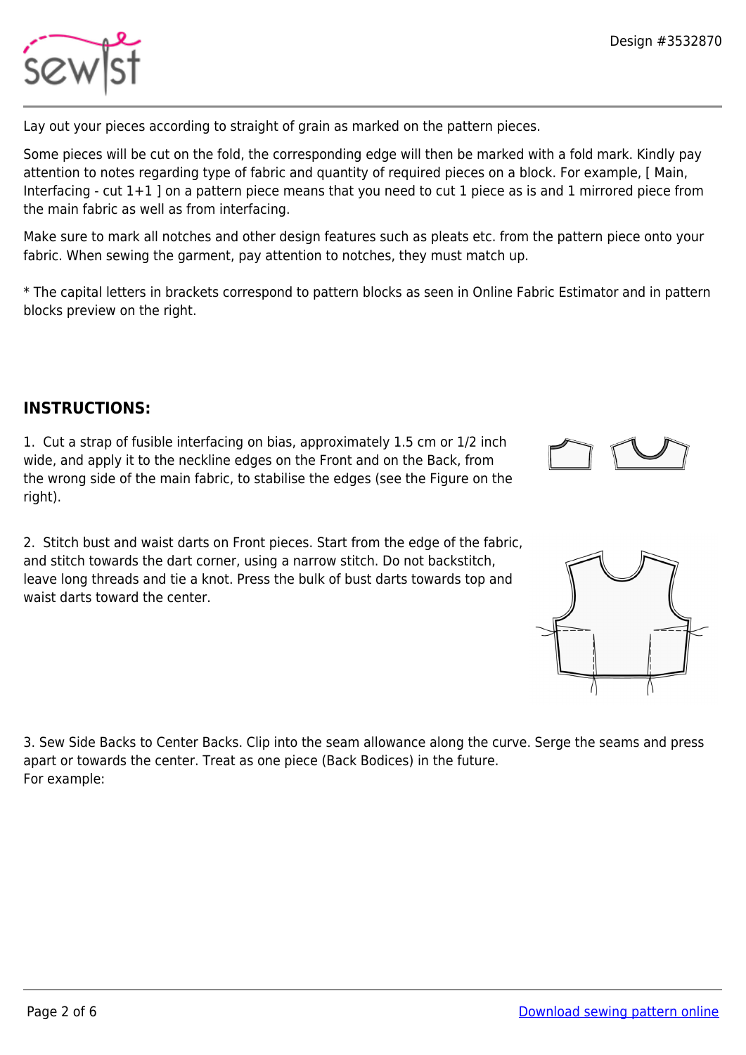Lay out your pieces according to straight of grain as marked on the pattern pieces.

Some pieces will be cut on the fold, the corresponding edge will then be marked with a fold mark. Kindly pay attention to notes regarding type of fabric and quantity of required pieces on a block. For example, [ Main, Interfacing - cut 1+1 ] on a pattern piece means that you need to cut 1 piece as is and 1 mirrored piece from the main fabric as well as from interfacing.

Make sure to mark all notches and other design features such as pleats etc. from the pattern piece onto your fabric. When sewing the garment, pay attention to notches, they must match up.

* The capital letters in brackets correspond to pattern blocks as seen in Online Fabric Estimator and in pattern blocks preview on the right.

## INSTRUCTIONS:

1. Cut a strap of fusible interfacing on bias, approximately 1.5 cm or 1/2 inch wide, and apply it to the neckline edges on the Front and on the Back, from the wrong side of the main fabric, to stabilise the edges (see the Figure on the right).

2. Stitch bust and waist darts on Front pieces. Start from the edge of the fabric, and stitch towards the dart corner, using a narrow stitch. Do not backstitch, leave long threads and tie a knot. Press the bulk of bust darts towards top and waist darts toward the center.

3. Sew Side Backs to Center Backs. Clip into the seam allowance along the curve. Serge the seams and press apart or towards the center. Treat as one piece (Back Bodices) in the future.
For example: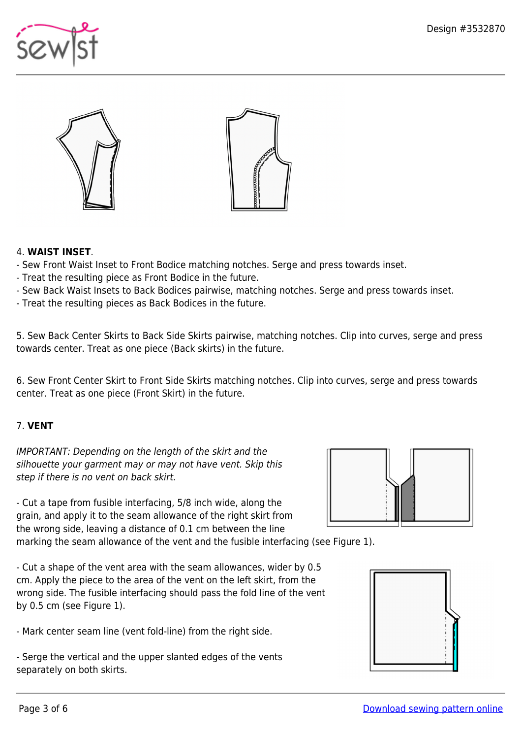4. **WAIST INSET**.
- Sew Front Waist Inset to Front Bodice matching notches. Serge and press towards inset.
- Treat the resulting piece as Front Bodice in the future.
- Sew Back Waist Insets to Back Bodices pairwise, matching notches. Serge and press towards inset.
- Treat the resulting pieces as Back Bodices in the future.

5. Sew Back Center Skirts to Back Side Skirts pairwise, matching notches. Clip into curves, serge and press towards center. Treat as one piece (Back skirts) in the future.

6. Sew Front Center Skirt to Front Side Skirts matching notches. Clip into curves, serge and press towards center. Treat as one piece (Front Skirt) in the future.

7. **VENT**

*IMPORTANT: Depending on the length of the skirt and the silhouette your garment may or may not have vent. Skip this step if there is no vent on back skirt.*

- Cut a tape from fusible interfacing, 5/8 inch wide, along the grain, and apply it to the seam allowance of the right skirt from the wrong side, leaving a distance of 0.1 cm between the line marking the seam allowance of the vent and the fusible interfacing (see Figure 1).

- Cut a shape of the vent area with the seam allowances, wider by 0.5 cm. Apply the piece to the area of the vent on the left skirt, from the wrong side. The fusible interfacing should pass the fold line of the vent by 0.5 cm (see Figure 1).

- Mark center seam line (vent fold-line) from the right side.

- Serge the vertical and the upper slanted edges of the vents separately on both skirts.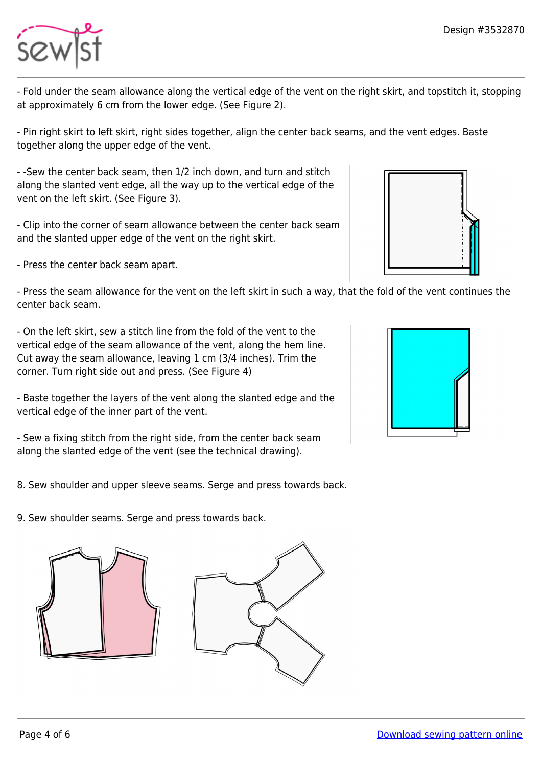- Fold under the seam allowance along the vertical edge of the vent on the right skirt, and topstitch it, stopping at approximately 6 cm from the lower edge. (See Figure 2).

- Pin right skirt to left skirt, right sides together, align the center back seams, and the vent edges. Baste together along the upper edge of the vent.

- -Sew the center back seam, then 1/2 inch down, and turn and stitch along the slanted vent edge, all the way up to the vertical edge of the vent on the left skirt. (See Figure 3).

- Clip into the corner of seam allowance between the center back seam and the slanted upper edge of the vent on the right skirt.

- Press the center back seam apart.

- Press the seam allowance for the vent on the left skirt in such a way, that the fold of the vent continues the center back seam.

- On the left skirt, sew a stitch line from the fold of the vent to the vertical edge of the seam allowance of the vent, along the hem line. Cut away the seam allowance, leaving 1 cm (3/4 inches). Trim the corner. Turn right side out and press. (See Figure 4)

- Baste together the layers of the vent along the slanted edge and the vertical edge of the inner part of the vent.

- Sew a fixing stitch from the right side, from the center back seam along the slanted edge of the vent (see the technical drawing).

8. Sew shoulder and upper sleeve seams. Serge and press towards back.

9. Sew shoulder seams. Serge and press towards back.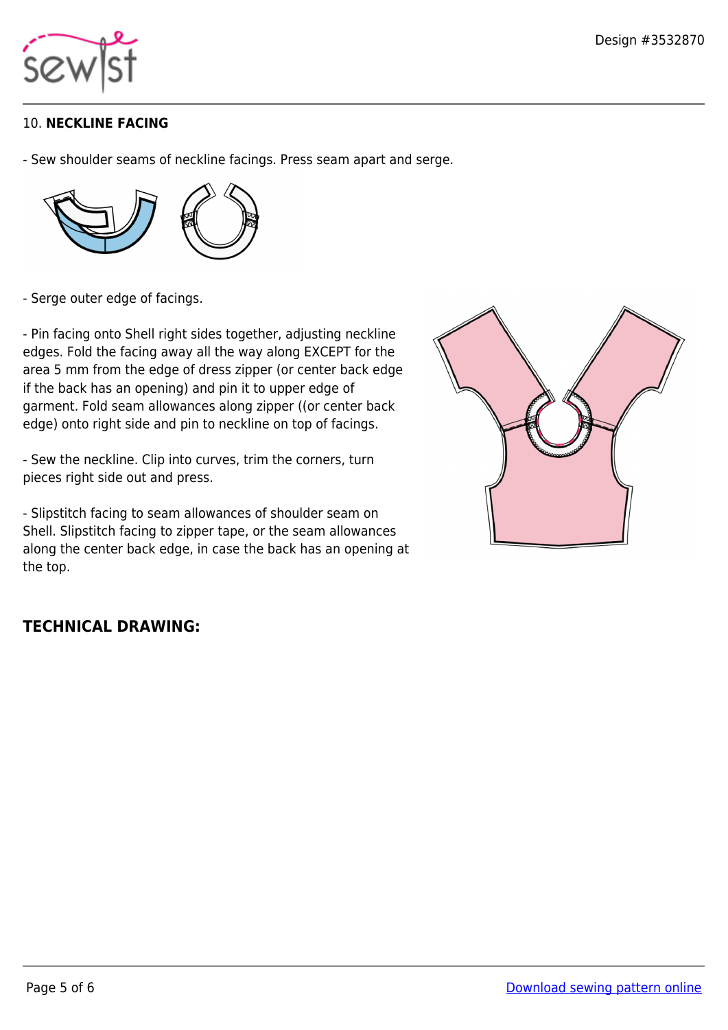10. **NECKLINE FACING**

- Sew shoulder seams of neckline facings. Press seam apart and serge.

- Serge outer edge of facings.

- Pin facing onto Shell right sides together, adjusting neckline edges. Fold the facing away all the way along EXCEPT for the area 5 mm from the edge of dress zipper (or center back edge if the back has an opening) and pin it to upper edge of garment. Fold seam allowances along zipper ((or center back edge) onto right side and pin to neckline on top of facings.

- Sew the neckline. Clip into curves, trim the corners, turn pieces right side out and press.

- Slipstitch facing to seam allowances of shoulder seam on Shell. Slipstitch facing to zipper tape, or the seam allowances along the center back edge, in case the back has an opening at the top.

## TECHNICAL DRAWING: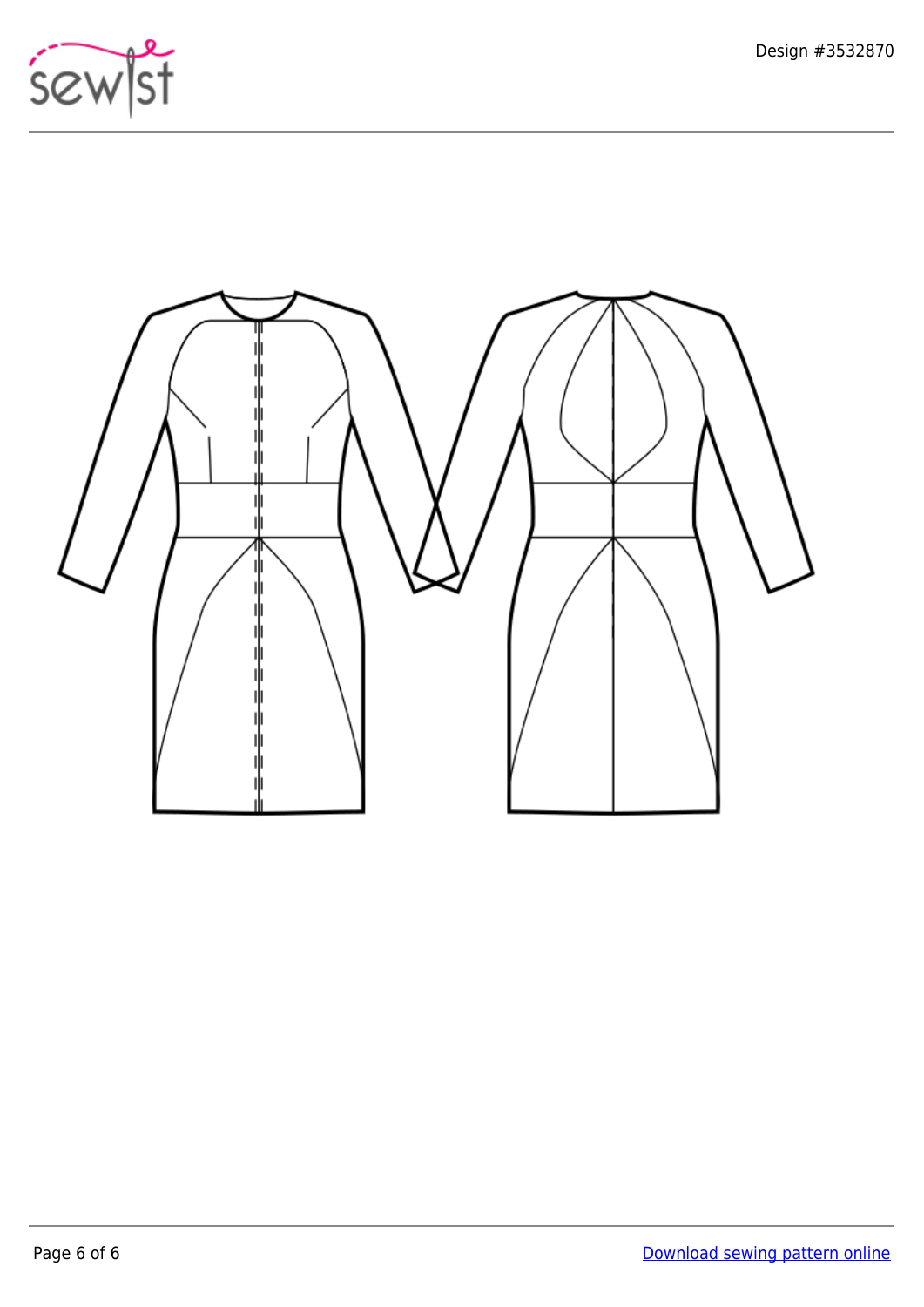Design #3532870